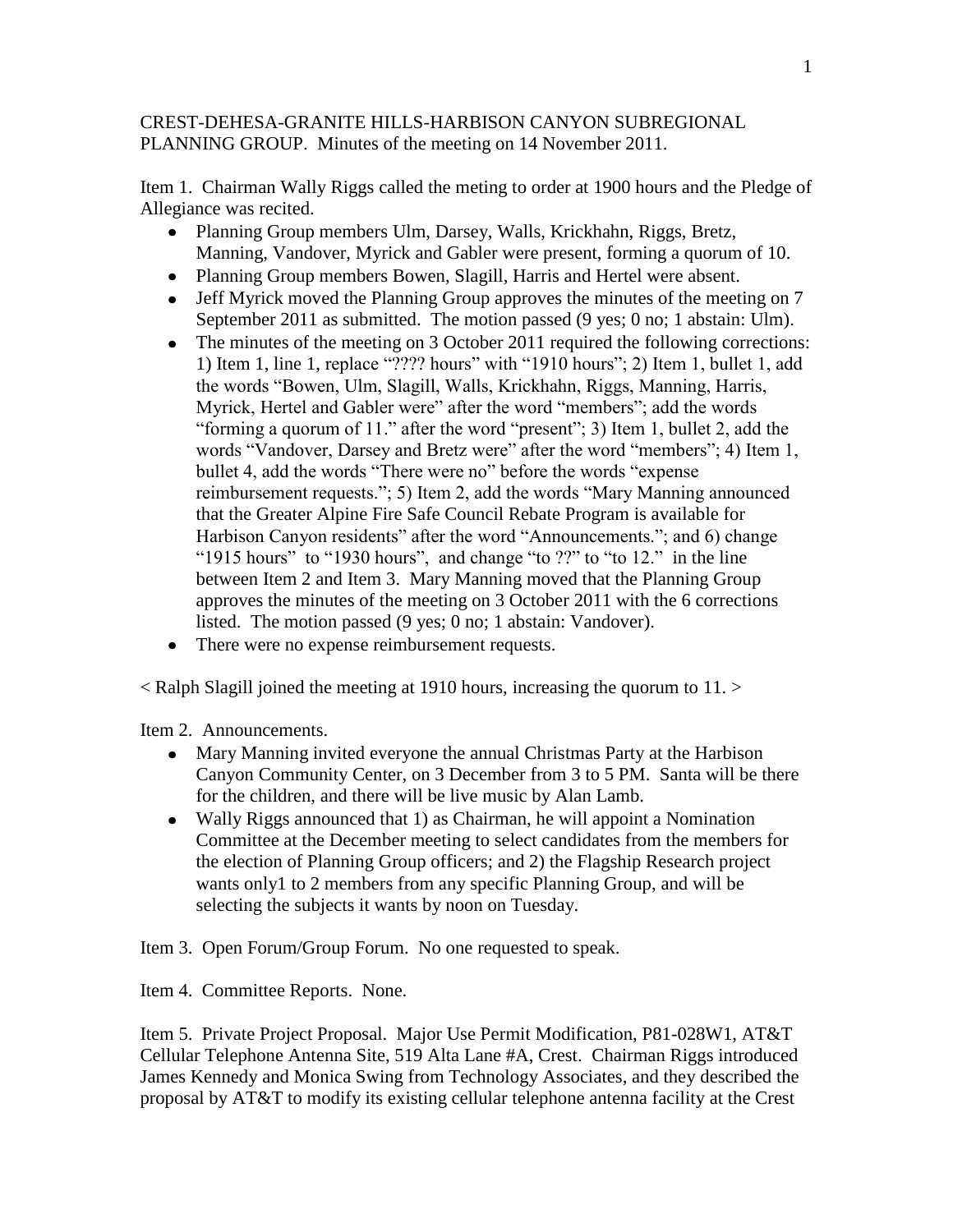CREST-DEHESA-GRANITE HILLS-HARBISON CANYON SUBREGIONAL PLANNING GROUP. Minutes of the meeting on 14 November 2011.

Item 1. Chairman Wally Riggs called the meting to order at 1900 hours and the Pledge of Allegiance was recited.

- Planning Group members Ulm, Darsey, Walls, Krickhahn, Riggs, Bretz, Manning, Vandover, Myrick and Gabler were present, forming a quorum of 10.
- Planning Group members Bowen, Slagill, Harris and Hertel were absent.
- Jeff Myrick moved the Planning Group approves the minutes of the meeting on 7 September 2011 as submitted. The motion passed (9 yes; 0 no; 1 abstain: Ulm).
- The minutes of the meeting on 3 October 2011 required the following corrections: 1) Item 1, line 1, replace "???? hours" with "1910 hours"; 2) Item 1, bullet 1, add the words "Bowen, Ulm, Slagill, Walls, Krickhahn, Riggs, Manning, Harris, Myrick, Hertel and Gabler were" after the word "members"; add the words "forming a quorum of 11." after the word "present"; 3) Item 1, bullet 2, add the words "Vandover, Darsey and Bretz were" after the word "members"; 4) Item 1, bullet 4, add the words "There were no" before the words "expense reimbursement requests."; 5) Item 2, add the words "Mary Manning announced that the Greater Alpine Fire Safe Council Rebate Program is available for Harbison Canyon residents" after the word "Announcements."; and 6) change "1915 hours" to "1930 hours", and change "to ??" to "to 12." in the line between Item 2 and Item 3. Mary Manning moved that the Planning Group approves the minutes of the meeting on 3 October 2011 with the 6 corrections listed. The motion passed (9 yes; 0 no; 1 abstain: Vandover).
- There were no expense reimbursement requests.

< Ralph Slagill joined the meeting at 1910 hours, increasing the quorum to 11. >

Item 2. Announcements.

- Mary Manning invited everyone the annual Christmas Party at the Harbison Canyon Community Center, on 3 December from 3 to 5 PM. Santa will be there for the children, and there will be live music by Alan Lamb.
- Wally Riggs announced that 1) as Chairman, he will appoint a Nomination Committee at the December meeting to select candidates from the members for the election of Planning Group officers; and 2) the Flagship Research project wants only1 to 2 members from any specific Planning Group, and will be selecting the subjects it wants by noon on Tuesday.

Item 3. Open Forum/Group Forum. No one requested to speak.

Item 4. Committee Reports. None.

Item 5. Private Project Proposal. Major Use Permit Modification, P81-028W1, AT&T Cellular Telephone Antenna Site, 519 Alta Lane #A, Crest. Chairman Riggs introduced James Kennedy and Monica Swing from Technology Associates, and they described the proposal by AT&T to modify its existing cellular telephone antenna facility at the Crest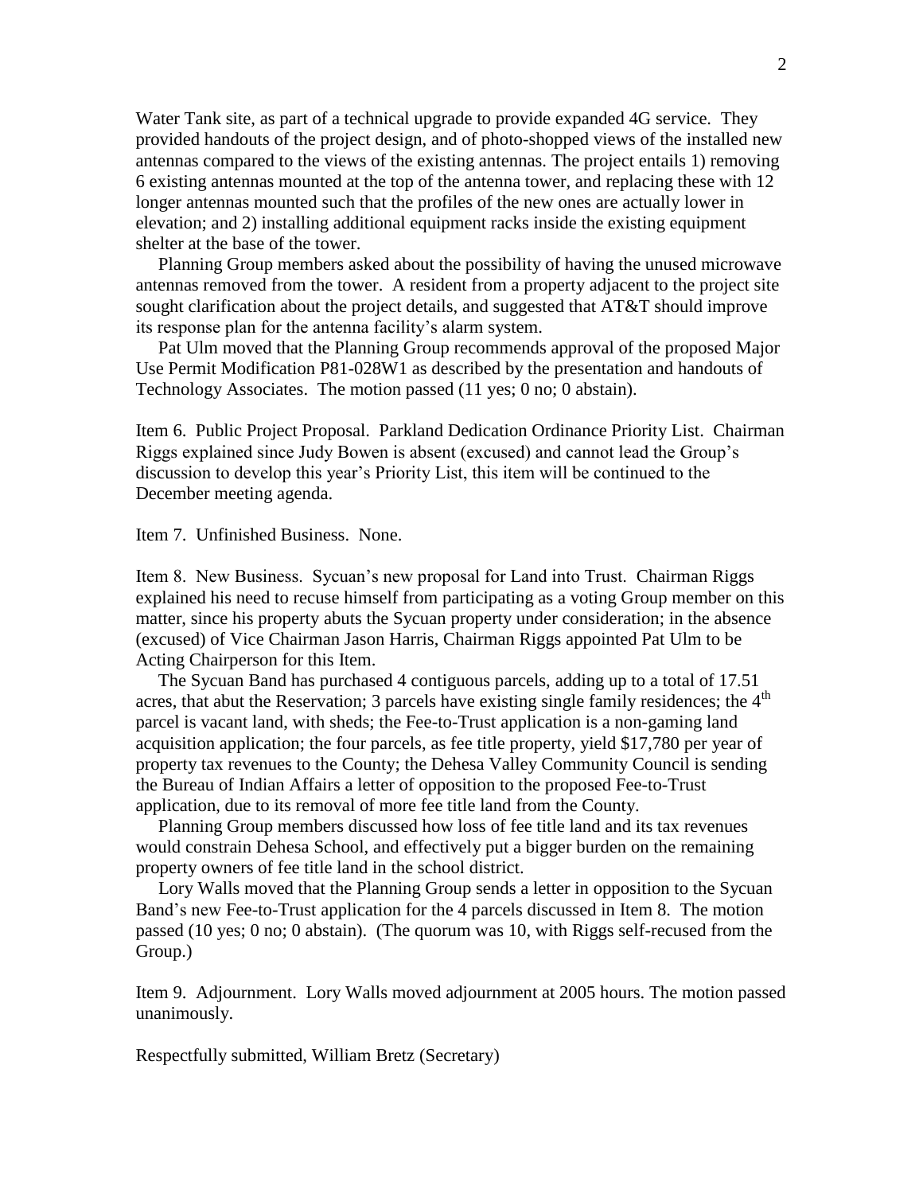Water Tank site, as part of a technical upgrade to provide expanded 4G service. They provided handouts of the project design, and of photo-shopped views of the installed new antennas compared to the views of the existing antennas. The project entails 1) removing 6 existing antennas mounted at the top of the antenna tower, and replacing these with 12 longer antennas mounted such that the profiles of the new ones are actually lower in elevation; and 2) installing additional equipment racks inside the existing equipment shelter at the base of the tower.

Planning Group members asked about the possibility of having the unused microwave antennas removed from the tower. A resident from a property adjacent to the project site sought clarification about the project details, and suggested that AT&T should improve its response plan for the antenna facility's alarm system.

Pat Ulm moved that the Planning Group recommends approval of the proposed Major Use Permit Modification P81-028W1 as described by the presentation and handouts of Technology Associates. The motion passed (11 yes; 0 no; 0 abstain).

Item 6. Public Project Proposal. Parkland Dedication Ordinance Priority List. Chairman Riggs explained since Judy Bowen is absent (excused) and cannot lead the Group's discussion to develop this year's Priority List, this item will be continued to the December meeting agenda.

Item 7. Unfinished Business. None.

Item 8. New Business. Sycuan's new proposal for Land into Trust. Chairman Riggs explained his need to recuse himself from participating as a voting Group member on this matter, since his property abuts the Sycuan property under consideration; in the absence (excused) of Vice Chairman Jason Harris, Chairman Riggs appointed Pat Ulm to be Acting Chairperson for this Item.

The Sycuan Band has purchased 4 contiguous parcels, adding up to a total of 17.51 acres, that abut the Reservation; 3 parcels have existing single family residences; the 4th parcel is vacant land, with sheds; the Fee-to-Trust application is a non-gaming land acquisition application; the four parcels, as fee title property, yield $17,780 per year of property tax revenues to the County; the Dehesa Valley Community Council is sending the Bureau of Indian Affairs a letter of opposition to the proposed Fee-to-Trust application, due to its removal of more fee title land from the County.

Planning Group members discussed how loss of fee title land and its tax revenues would constrain Dehesa School, and effectively put a bigger burden on the remaining property owners of fee title land in the school district.

Lory Walls moved that the Planning Group sends a letter in opposition to the Sycuan Band's new Fee-to-Trust application for the 4 parcels discussed in Item 8. The motion passed (10 yes; 0 no; 0 abstain). (The quorum was 10, with Riggs self-recused from the Group.)

Item 9. Adjournment. Lory Walls moved adjournment at 2005 hours. The motion passed unanimously.

Respectfully submitted, William Bretz (Secretary)